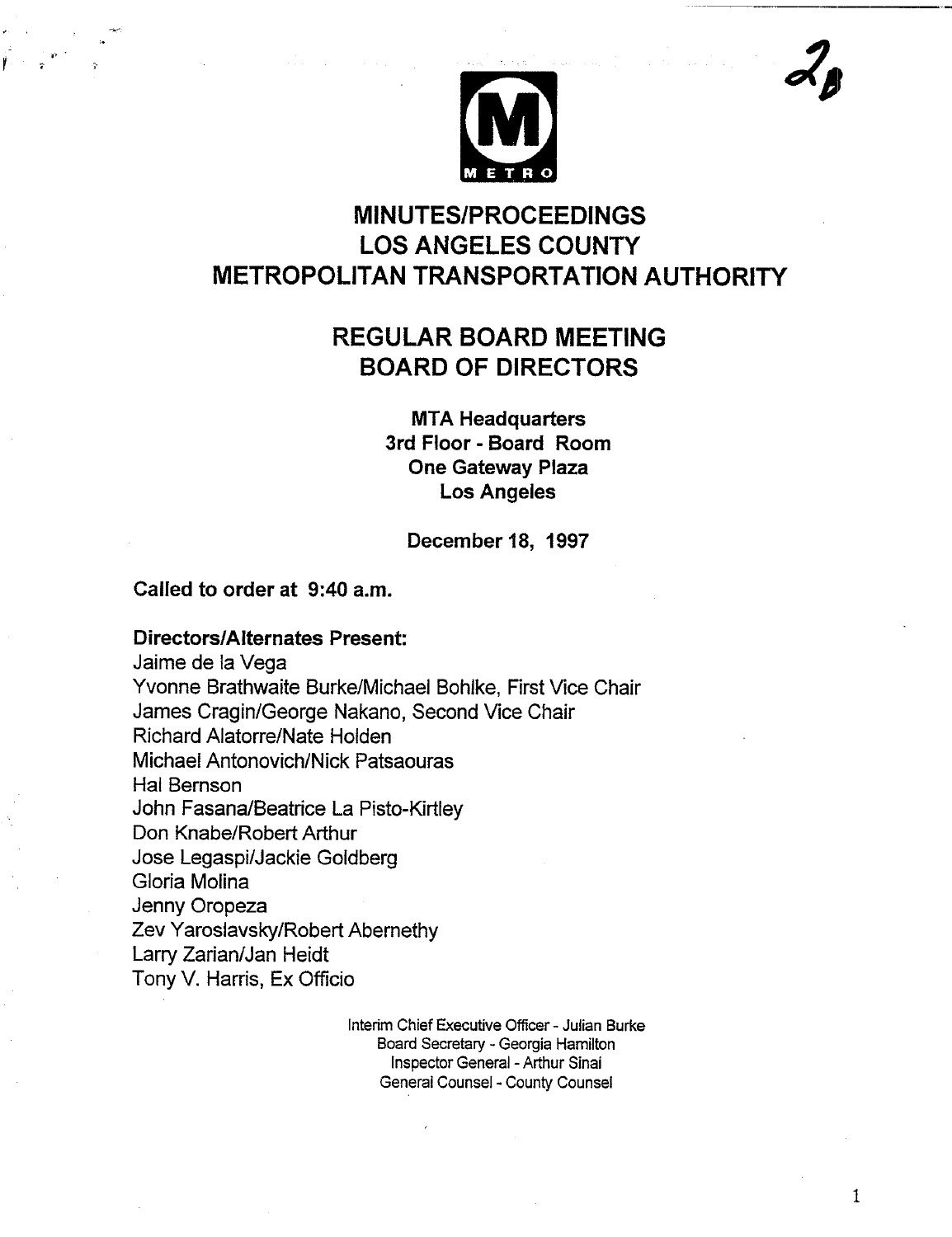# MINUTES/PROCEEDINGS
# LOS ANGELES COUNTY
# METROPOLITAN TRANSPORTATION AUTHORITY

## REGULAR BOARD MEETING
## BOARD OF DIRECTORS

**MTA Headquarters**
**3rd Floor - Board Room**
**One Gateway Plaza**
**Los Angeles**

**December 18, 1997**

**Called to order at 9:40 a.m.**

**Directors/Alternates Present:**
Jaime de la Vega
Yvonne Brathwaite Burke/Michael Bohlke, First Vice Chair
James Cragin/George Nakano, Second Vice Chair
Richard Alatorre/Nate Holden
Michael Antonovich/Nick Patsaouras
Hal Bernson
John Fasana/Beatrice La Pisto-Kirtley
Don Knabe/Robert Arthur
Jose Legaspi/Jackie Goldberg
Gloria Molina
Jenny Oropeza
Zev Yaroslavsky/Robert Abernethy
Larry Zarian/Jan Heidt
Tony V. Harris, Ex Officio

Interim Chief Executive Officer - Julian Burke
Board Secretary - Georgia Hamilton
Inspector General - Arthur Sinai
General Counsel - County Counsel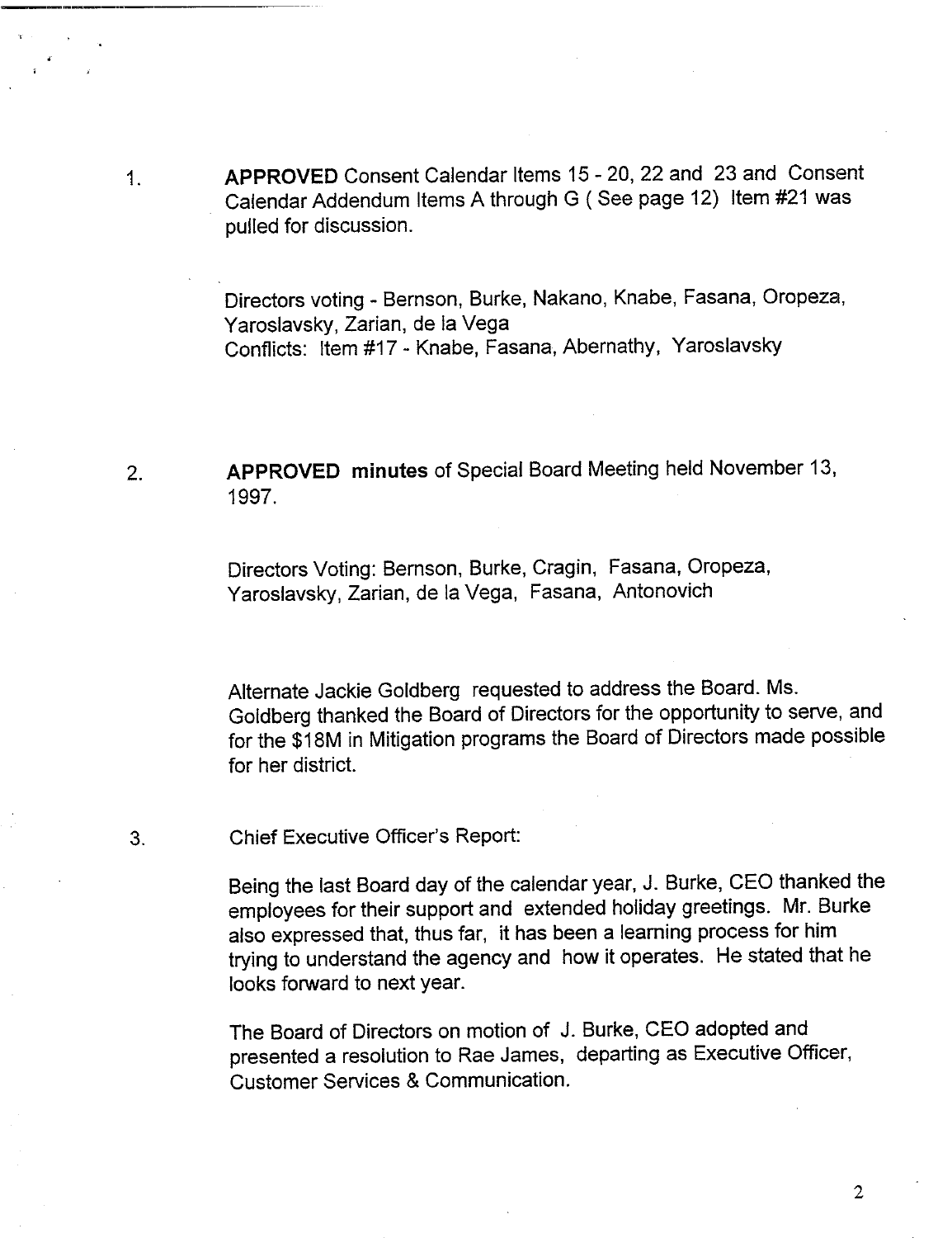1. **APPROVED** Consent Calendar Items 15 - 20, 22 and 23 and Consent Calendar Addendum Items A through G ( See page 12) Item #21 was pulled for discussion.

   Directors voting - Bernson, Burke, Nakano, Knabe, Fasana, Oropeza, Yaroslavsky, Zarian, de la Vega
   Conflicts: Item #17 - Knabe, Fasana, Abernathy, Yaroslavsky

2. **APPROVED minutes** of Special Board Meeting held November 13, 1997.

   Directors Voting: Bernson, Burke, Cragin, Fasana, Oropeza, Yaroslavsky, Zarian, de la Vega, Fasana, Antonovich

   Alternate Jackie Goldberg requested to address the Board. Ms. Goldberg thanked the Board of Directors for the opportunity to serve, and for the $18M in Mitigation programs the Board of Directors made possible for her district.

3. Chief Executive Officer's Report:

   Being the last Board day of the calendar year, J. Burke, CEO thanked the employees for their support and extended holiday greetings. Mr. Burke also expressed that, thus far, it has been a learning process for him trying to understand the agency and how it operates. He stated that he looks forward to next year.

   The Board of Directors on motion of J. Burke, CEO adopted and presented a resolution to Rae James, departing as Executive Officer, Customer Services & Communication.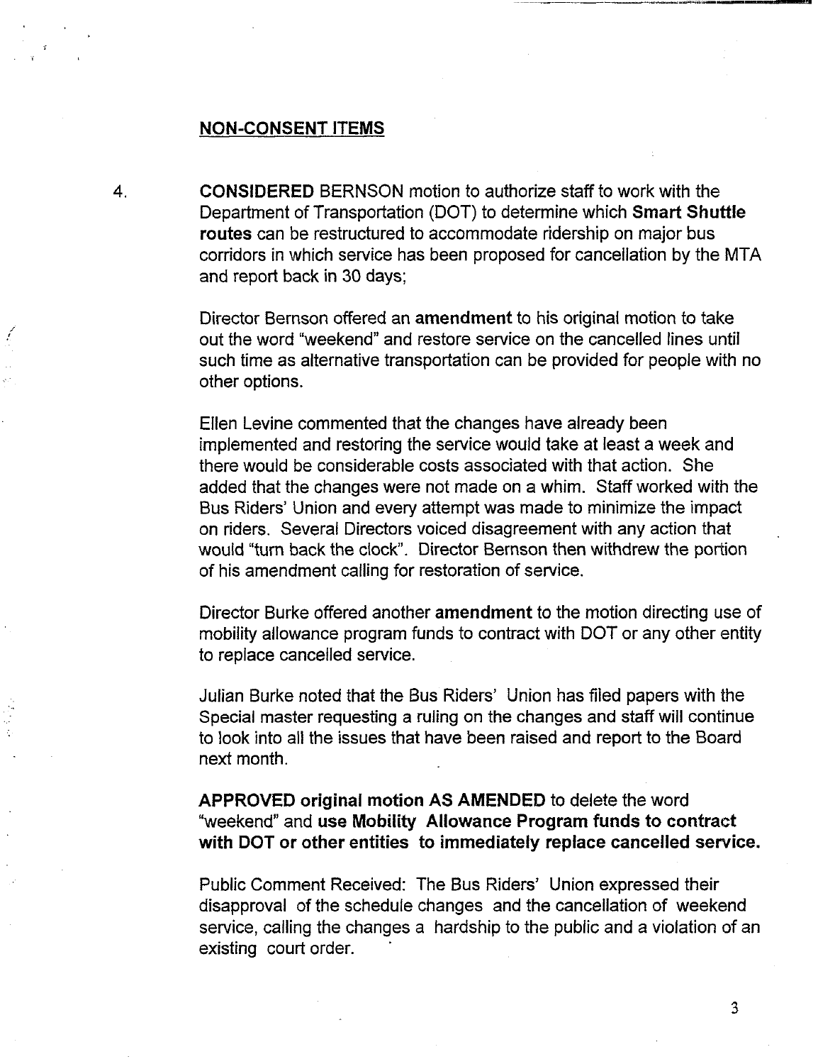## NON-CONSENT ITEMS

4. **CONSIDERED** BERNSON motion to authorize staff to work with the Department of Transportation (DOT) to determine which **Smart Shuttle routes** can be restructured to accommodate ridership on major bus corridors in which service has been proposed for cancellation by the MTA and report back in 30 days;

   Director Bernson offered an **amendment** to his original motion to take out the word "weekend" and restore service on the cancelled lines until such time as alternative transportation can be provided for people with no other options.

   Ellen Levine commented that the changes have already been implemented and restoring the service would take at least a week and there would be considerable costs associated with that action. She added that the changes were not made on a whim. Staff worked with the Bus Riders' Union and every attempt was made to minimize the impact on riders. Several Directors voiced disagreement with any action that would "turn back the clock". Director Bernson then withdrew the portion of his amendment calling for restoration of service.

   Director Burke offered another **amendment** to the motion directing use of mobility allowance program funds to contract with DOT or any other entity to replace cancelled service.

   Julian Burke noted that the Bus Riders' Union has filed papers with the Special master requesting a ruling on the changes and staff will continue to look into all the issues that have been raised and report to the Board next month.

   **APPROVED original motion AS AMENDED** to delete the word "weekend" and **use Mobility Allowance Program funds to contract with DOT or other entities to immediately replace cancelled service.**

   Public Comment Received: The Bus Riders' Union expressed their disapproval of the schedule changes and the cancellation of weekend service, calling the changes a hardship to the public and a violation of an existing court order.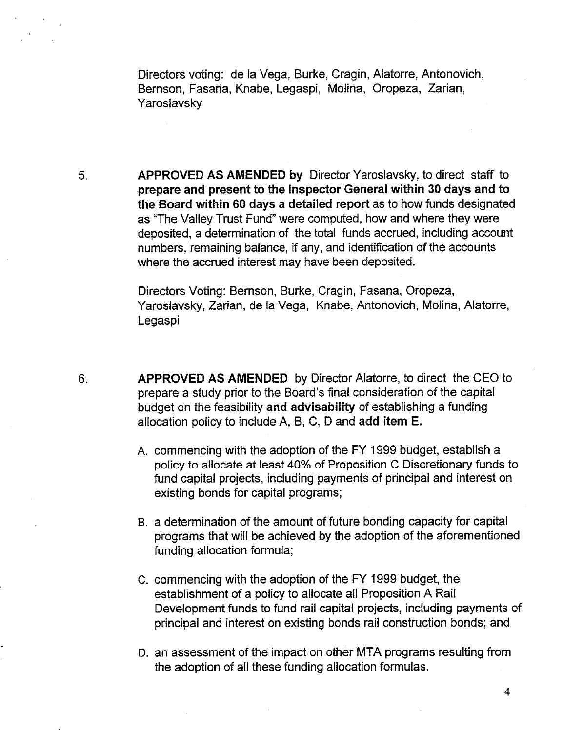Directors voting: de la Vega, Burke, Cragin, Alatorre, Antonovich, Bernson, Fasana, Knabe, Legaspi, Molina, Oropeza, Zarian, Yaroslavsky

5. **APPROVED AS AMENDED by** Director Yaroslavsky, to direct staff to **prepare and present to the Inspector General within 30 days and to the Board within 60 days a detailed report** as to how funds designated as "The Valley Trust Fund" were computed, how and where they were deposited, a determination of the total funds accrued, including account numbers, remaining balance, if any, and identification of the accounts where the accrued interest may have been deposited.

   Directors Voting: Bernson, Burke, Cragin, Fasana, Oropeza, Yaroslavsky, Zarian, de la Vega, Knabe, Antonovich, Molina, Alatorre, Legaspi

6. **APPROVED AS AMENDED** by Director Alatorre, to direct the CEO to prepare a study prior to the Board's final consideration of the capital budget on the feasibility **and advisability** of establishing a funding allocation policy to include A, B, C, D and **add item E.**

   A. commencing with the adoption of the FY 1999 budget, establish a policy to allocate at least 40% of Proposition C Discretionary funds to fund capital projects, including payments of principal and interest on existing bonds for capital programs;

   B. a determination of the amount of future bonding capacity for capital programs that will be achieved by the adoption of the aforementioned funding allocation formula;

   C. commencing with the adoption of the FY 1999 budget, the establishment of a policy to allocate all Proposition A Rail Development funds to fund rail capital projects, including payments of principal and interest on existing bonds rail construction bonds; and

   D. an assessment of the impact on other MTA programs resulting from the adoption of all these funding allocation formulas.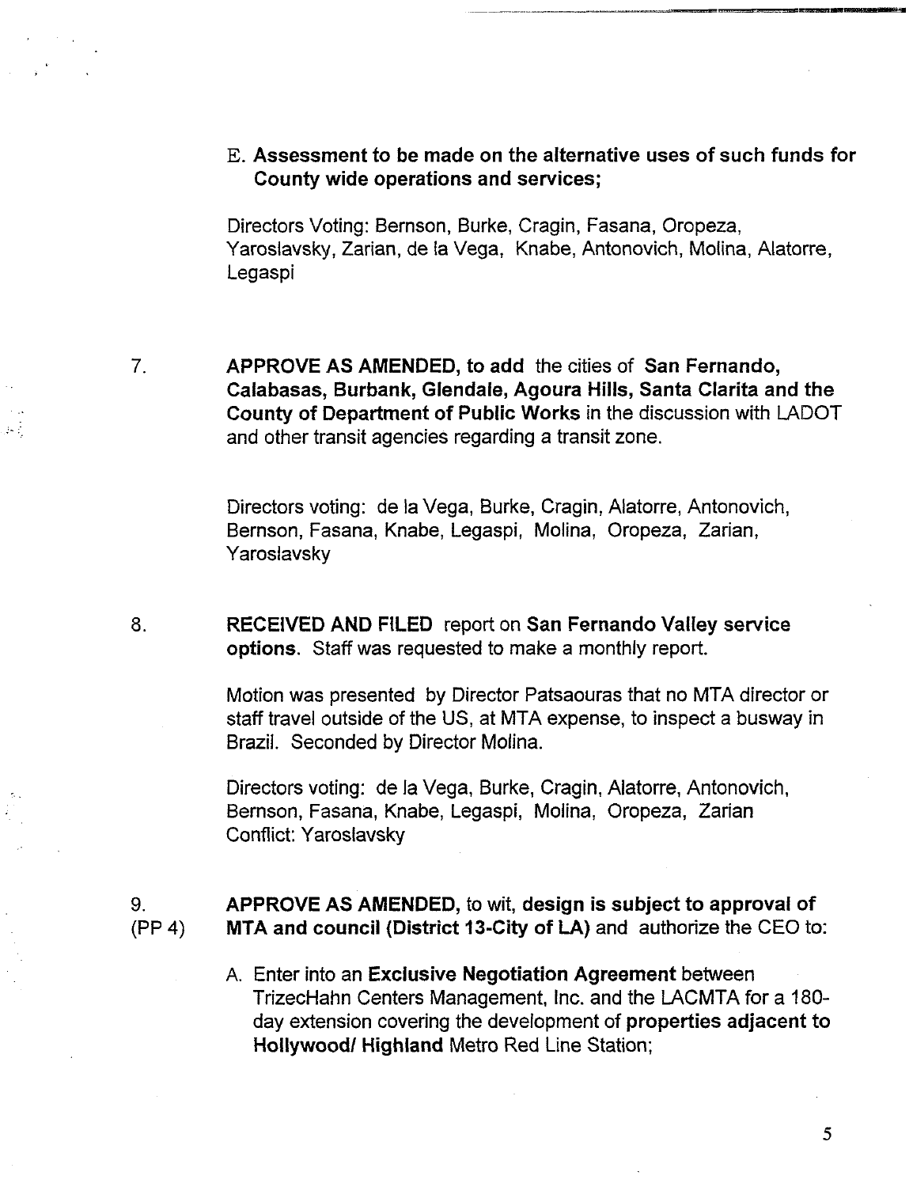E. **Assessment to be made on the alternative uses of such funds for County wide operations and services;**

Directors Voting: Bernson, Burke, Cragin, Fasana, Oropeza, Yaroslavsky, Zarian, de la Vega, Knabe, Antonovich, Molina, Alatorre, Legaspi

7. **APPROVE AS AMENDED, to add** the cities of **San Fernando, Calabasas, Burbank, Glendale, Agoura Hills, Santa Clarita and the County of Department of Public Works** in the discussion with LADOT and other transit agencies regarding a transit zone.

   Directors voting: de la Vega, Burke, Cragin, Alatorre, Antonovich, Bernson, Fasana, Knabe, Legaspi, Molina, Oropeza, Zarian, Yaroslavsky

8. **RECEIVED AND FILED** report on **San Fernando Valley service options.** Staff was requested to make a monthly report.

   Motion was presented by Director Patsaouras that no MTA director or staff travel outside of the US, at MTA expense, to inspect a busway in Brazil. Seconded by Director Molina.

   Directors voting: de la Vega, Burke, Cragin, Alatorre, Antonovich, Bernson, Fasana, Knabe, Legaspi, Molina, Oropeza, Zarian
   Conflict: Yaroslavsky

9. (PP 4) **APPROVE AS AMENDED,** to wit, **design is subject to approval of MTA and council (District 13-City of LA)** and authorize the CEO to:

   A. Enter into an **Exclusive Negotiation Agreement** between TrizecHahn Centers Management, Inc. and the LACMTA for a 180-day extension covering the development of **properties adjacent to Hollywood/ Highland** Metro Red Line Station;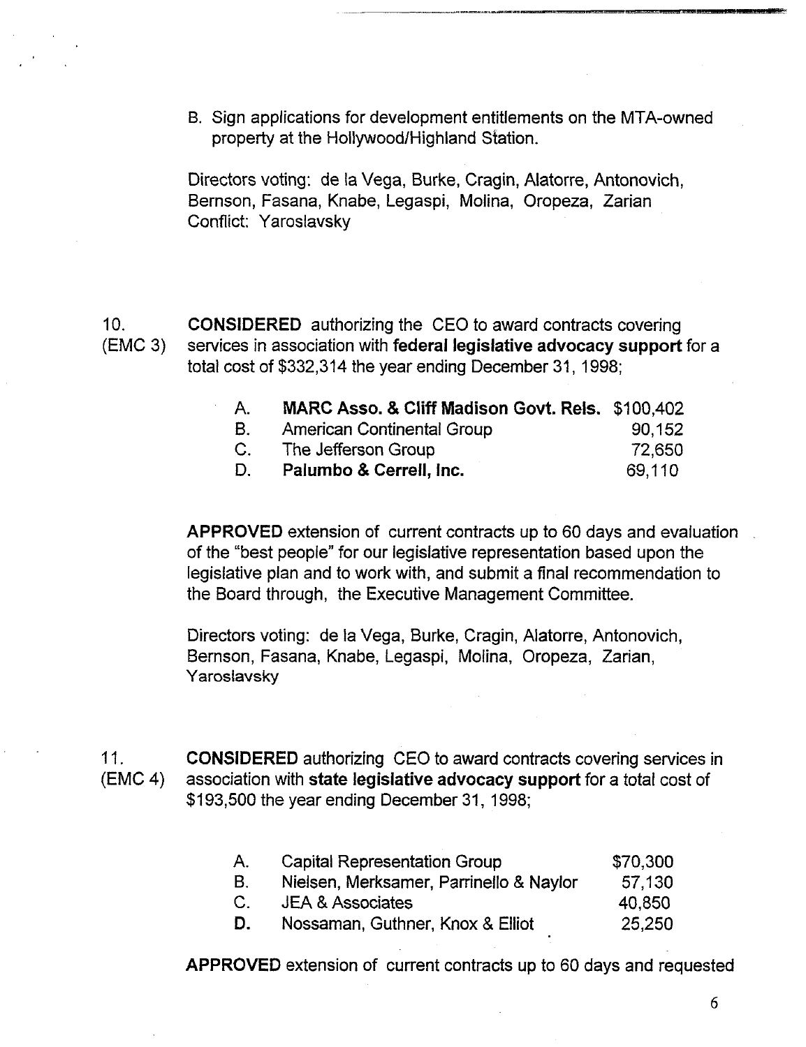B. Sign applications for development entitlements on the MTA-owned property at the Hollywood/Highland Station.

Directors voting: de la Vega, Burke, Cragin, Alatorre, Antonovich, Bernson, Fasana, Knabe, Legaspi, Molina, Oropeza, Zarian
Conflict: Yaroslavsky

10. (EMC 3) **CONSIDERED** authorizing the CEO to award contracts covering services in association with **federal legislative advocacy support** for a total cost of $332,314 the year ending December 31, 1998;

| | | |
|---|---|---|
| A. | **MARC Asso. & Cliff Madison Govt. Rels.** | $100,402 |
| B. | American Continental Group | 90,152 |
| C. | The Jefferson Group | 72,650 |
| D. | **Palumbo & Cerrell, Inc.** | 69,110 |

**APPROVED** extension of current contracts up to 60 days and evaluation of the "best people" for our legislative representation based upon the legislative plan and to work with, and submit a final recommendation to the Board through, the Executive Management Committee.

Directors voting: de la Vega, Burke, Cragin, Alatorre, Antonovich, Bernson, Fasana, Knabe, Legaspi, Molina, Oropeza, Zarian, Yaroslavsky

11. (EMC 4) **CONSIDERED** authorizing CEO to award contracts covering services in association with **state legislative advocacy support** for a total cost of $193,500 the year ending December 31, 1998;

| | | |
|---|---|---|
| A. | Capital Representation Group | $70,300 |
| B. | Nielsen, Merksamer, Parrinello & Naylor | 57,130 |
| C. | JEA & Associates | 40,850 |
| **D.** | Nossaman, Guthner, Knox & Elliot | 25,250 |

**APPROVED** extension of current contracts up to 60 days and requested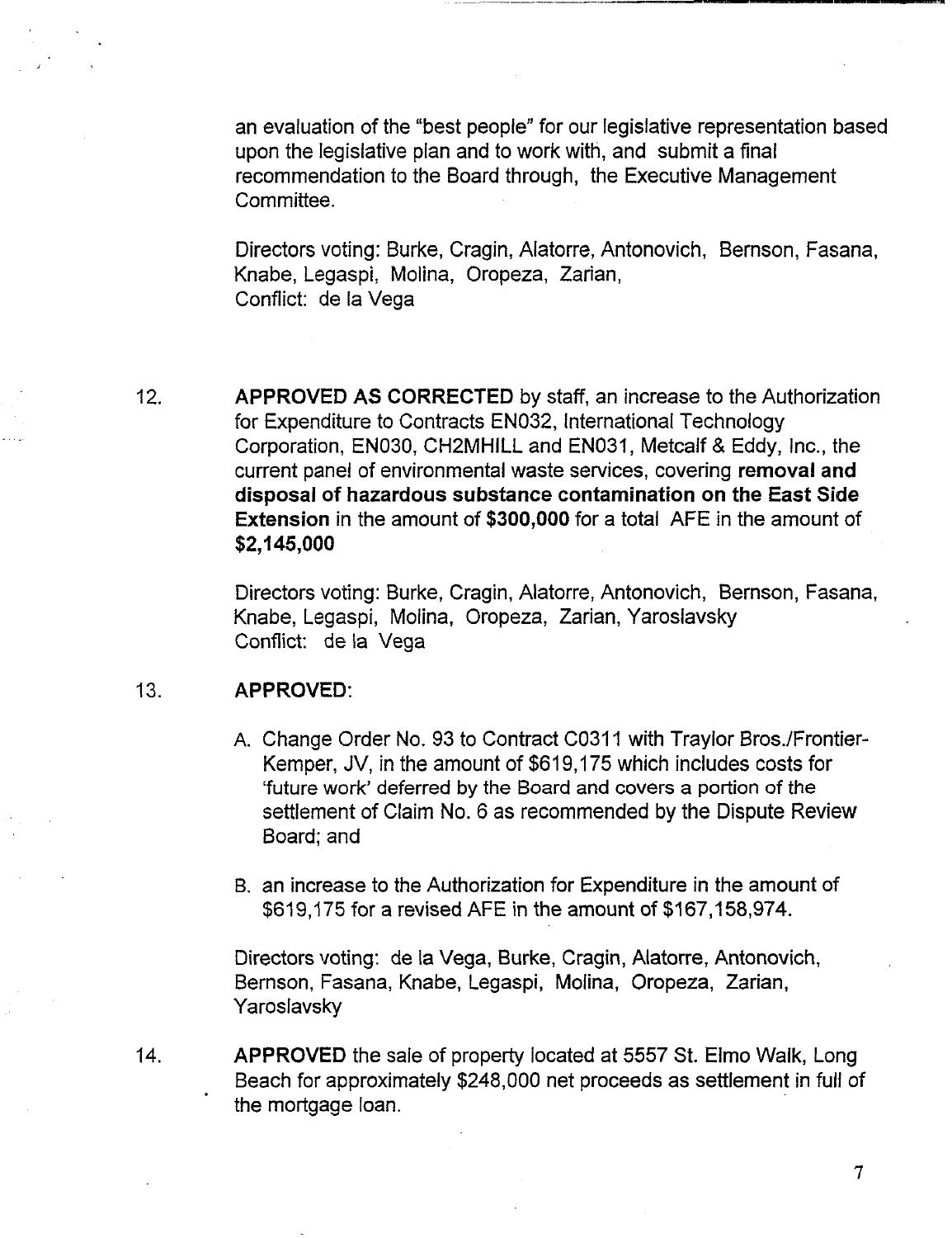an evaluation of the "best people" for our legislative representation based upon the legislative plan and to work with, and submit a final recommendation to the Board through, the Executive Management Committee.

Directors voting: Burke, Cragin, Alatorre, Antonovich, Bernson, Fasana, Knabe, Legaspi, Molina, Oropeza, Zarian,
Conflict: de la Vega

12. **APPROVED AS CORRECTED** by staff, an increase to the Authorization for Expenditure to Contracts EN032, International Technology Corporation, EN030, CH2MHILL and EN031, Metcalf & Eddy, Inc., the current panel of environmental waste services, covering **removal and disposal of hazardous substance contamination on the East Side Extension** in the amount of **$300,000** for a total AFE in the amount of **$2,145,000**

    Directors voting: Burke, Cragin, Alatorre, Antonovich, Bernson, Fasana, Knabe, Legaspi, Molina, Oropeza, Zarian, Yaroslavsky
    Conflict: de la Vega

13. **APPROVED**:

    A. Change Order No. 93 to Contract C0311 with Traylor Bros./Frontier-Kemper, JV, in the amount of $619,175 which includes costs for 'future work' deferred by the Board and covers a portion of the settlement of Claim No. 6 as recommended by the Dispute Review Board; and

    B. an increase to the Authorization for Expenditure in the amount of $619,175 for a revised AFE in the amount of $167,158,974.

    Directors voting: de la Vega, Burke, Cragin, Alatorre, Antonovich, Bernson, Fasana, Knabe, Legaspi, Molina, Oropeza, Zarian, Yaroslavsky

14. **APPROVED** the sale of property located at 5557 St. Elmo Walk, Long Beach for approximately $248,000 net proceeds as settlement in full of the mortgage loan.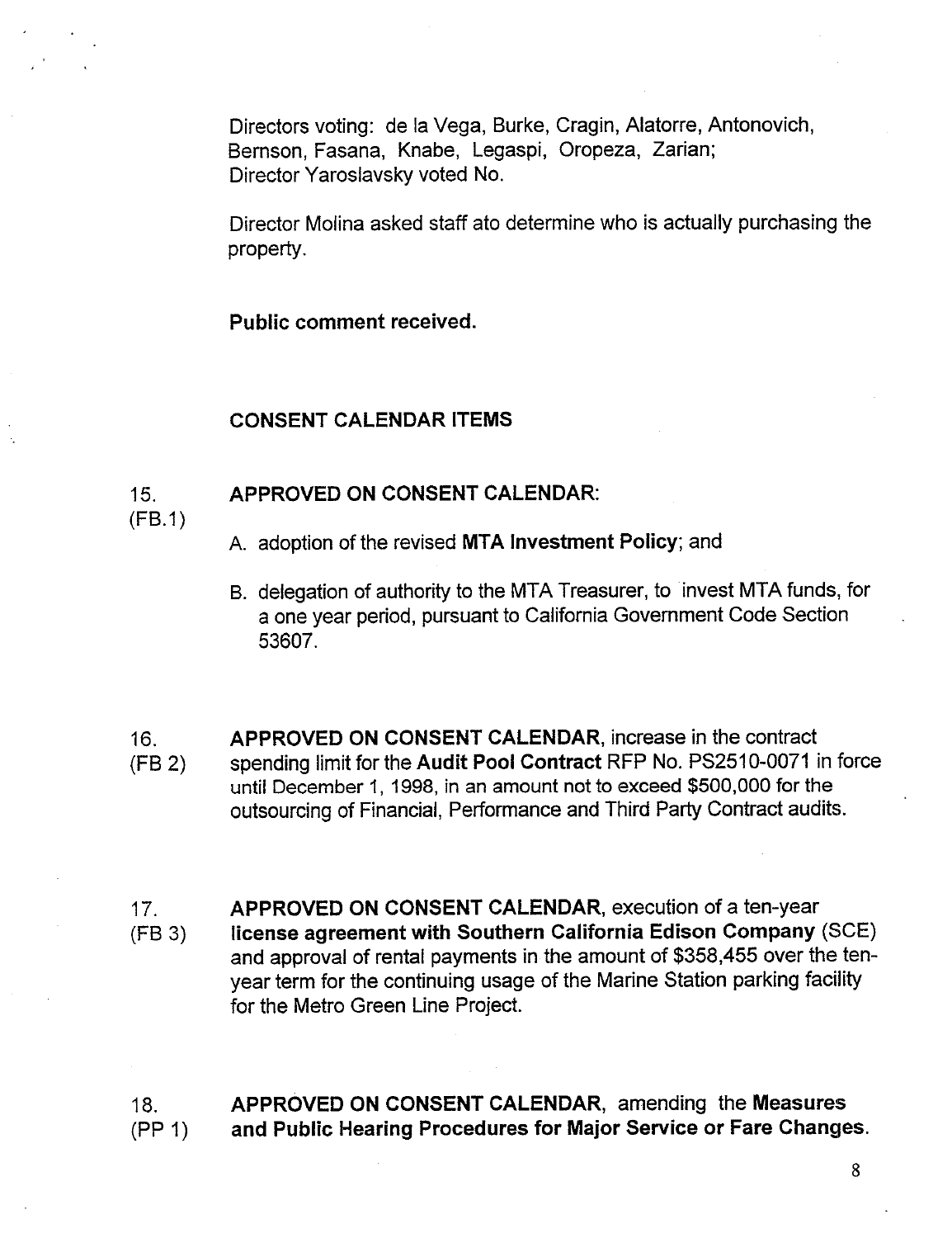Directors voting: de la Vega, Burke, Cragin, Alatorre, Antonovich, Bernson, Fasana, Knabe, Legaspi, Oropeza, Zarian; Director Yaroslavsky voted No.

Director Molina asked staff ato determine who is actually purchasing the property.

**Public comment received.**

**CONSENT CALENDAR ITEMS**

15. (FB.1) **APPROVED ON CONSENT CALENDAR**:

A. adoption of the revised **MTA Investment Policy**; and

B. delegation of authority to the MTA Treasurer, to invest MTA funds, for a one year period, pursuant to California Government Code Section 53607.

16. (FB 2) **APPROVED ON CONSENT CALENDAR**, increase in the contract spending limit for the **Audit Pool Contract** RFP No. PS2510-0071 in force until December 1, 1998, in an amount not to exceed $500,000 for the outsourcing of Financial, Performance and Third Party Contract audits.

17. (FB 3) **APPROVED ON CONSENT CALENDAR**, execution of a ten-year **license agreement with Southern California Edison Company** (SCE) and approval of rental payments in the amount of $358,455 over the ten-year term for the continuing usage of the Marine Station parking facility for the Metro Green Line Project.

18. (PP 1) **APPROVED ON CONSENT CALENDAR**, amending the **Measures and Public Hearing Procedures for Major Service or Fare Changes**.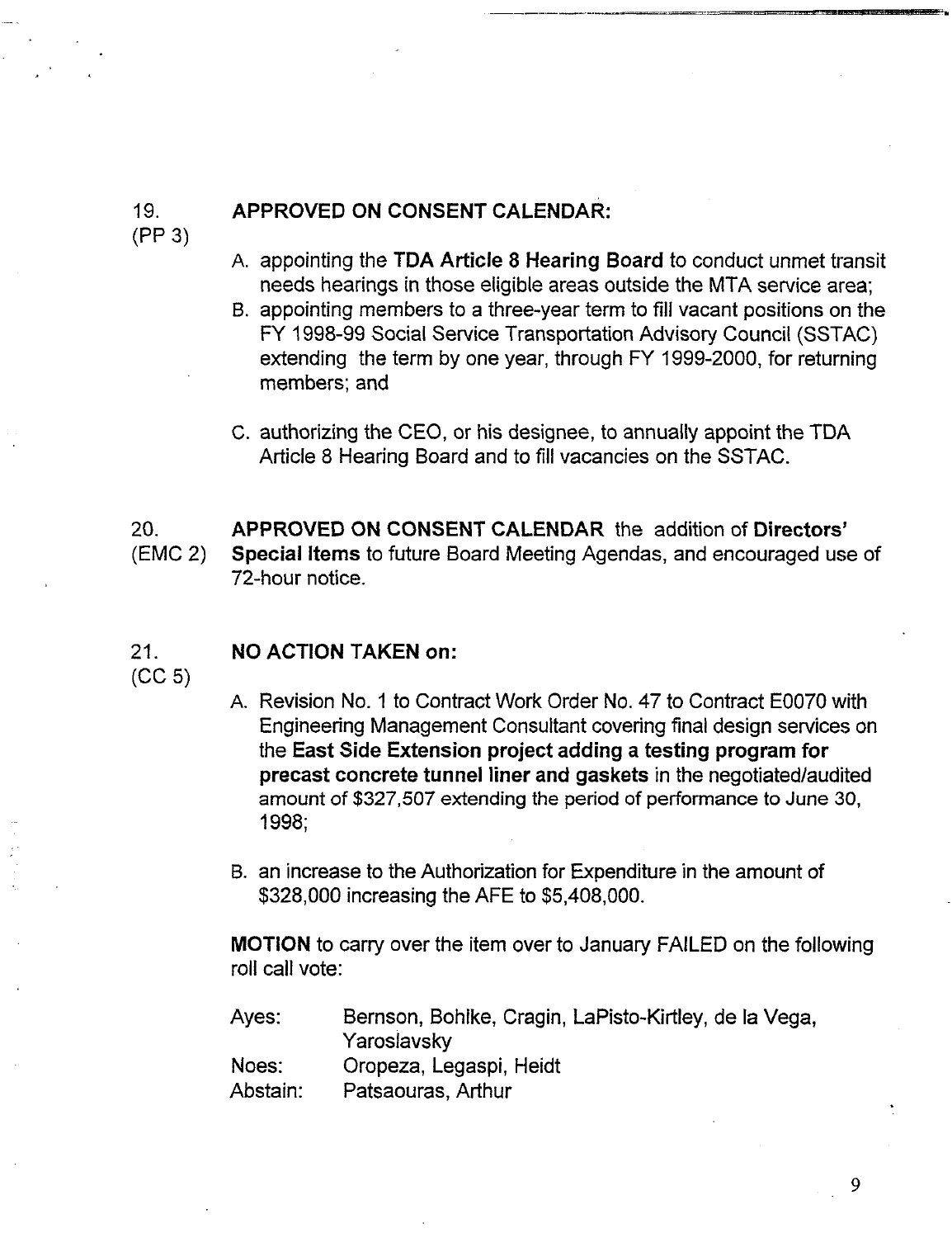19.
(PP 3)

**APPROVED ON CONSENT CALENDAR:**

A. appointing the **TDA Article 8 Hearing Board** to conduct unmet transit needs hearings in those eligible areas outside the MTA service area;

B. appointing members to a three-year term to fill vacant positions on the FY 1998-99 Social Service Transportation Advisory Council (SSTAC) extending the term by one year, through FY 1999-2000, for returning members; and

C. authorizing the CEO, or his designee, to annually appoint the TDA Article 8 Hearing Board and to fill vacancies on the SSTAC.

20.
(EMC 2)

**APPROVED ON CONSENT CALENDAR** the addition of **Directors' Special Items** to future Board Meeting Agendas, and encouraged use of 72-hour notice.

21.
(CC 5)

**NO ACTION TAKEN on:**

A. Revision No. 1 to Contract Work Order No. 47 to Contract E0070 with Engineering Management Consultant covering final design services on the **East Side Extension project adding a testing program for precast concrete tunnel liner and gaskets** in the negotiated/audited amount of $327,507 extending the period of performance to June 30, 1998;

B. an increase to the Authorization for Expenditure in the amount of $328,000 increasing the AFE to $5,408,000.

**MOTION** to carry over the item over to January FAILED on the following roll call vote:

Ayes: Bernson, Bohlke, Cragin, LaPisto-Kirtley, de la Vega, Yaroslavsky
Noes: Oropeza, Legaspi, Heidt
Abstain: Patsaouras, Arthur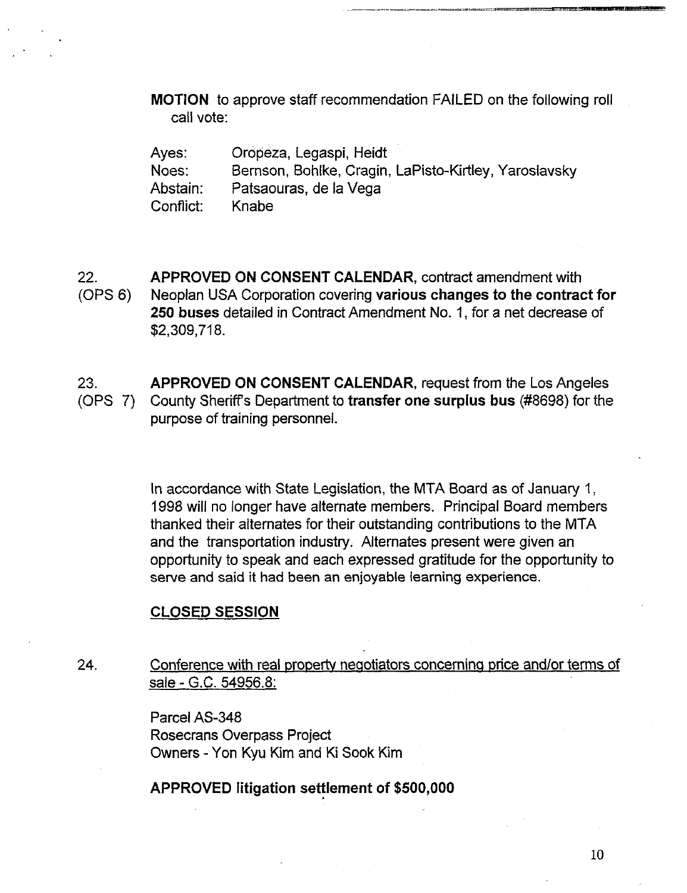**MOTION** to approve staff recommendation FAILED on the following roll call vote:

| | |
|---|---|
| Ayes: | Oropeza, Legaspi, Heidt |
| Noes: | Bernson, Bohlke, Cragin, LaPisto-Kirtley, Yaroslavsky |
| Abstain: | Patsaouras, de la Vega |
| Conflict: | Knabe |

22. (OPS 6) **APPROVED ON CONSENT CALENDAR**, contract amendment with Neoplan USA Corporation covering **various changes to the contract for 250 buses** detailed in Contract Amendment No. 1, for a net decrease of $2,309,718.

23. (OPS 7) **APPROVED ON CONSENT CALENDAR**, request from the Los Angeles County Sheriff's Department to **transfer one surplus bus** (#8698) for the purpose of training personnel.

In accordance with State Legislation, the MTA Board as of January 1, 1998 will no longer have alternate members. Principal Board members thanked their alternates for their outstanding contributions to the MTA and the transportation industry. Alternates present were given an opportunity to speak and each expressed gratitude for the opportunity to serve and said it had been an enjoyable learning experience.

**CLOSED SESSION**

24. Conference with real property negotiators concerning price and/or terms of sale - G.C. 54956.8:

Parcel AS-348
Rosecrans Overpass Project
Owners - Yon Kyu Kim and Ki Sook Kim

**APPROVED litigation settlement of $500,000**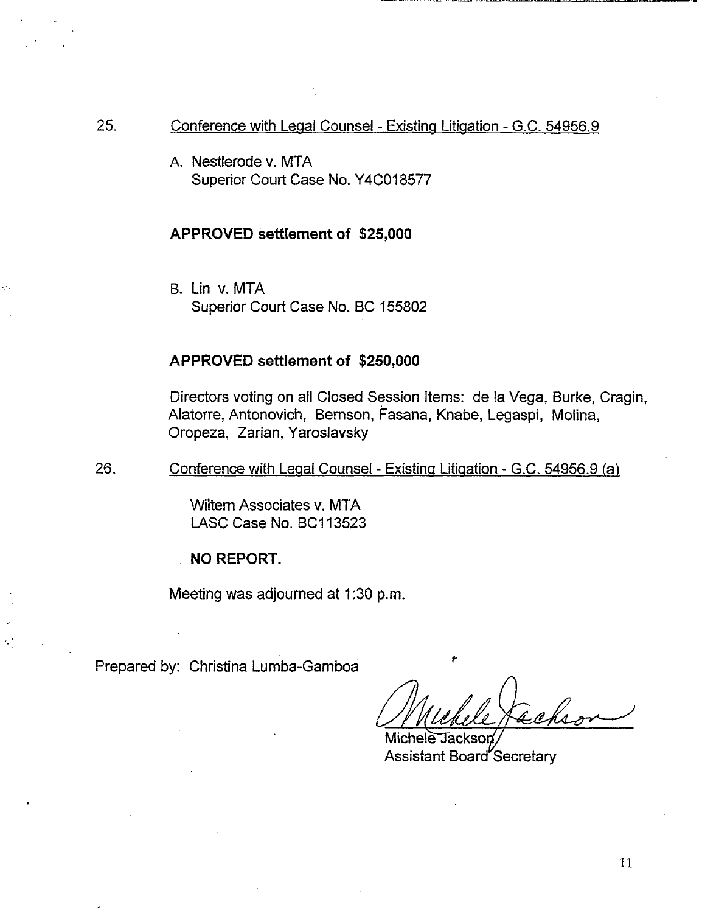25. Conference with Legal Counsel - Existing Litigation - G.C. 54956.9

A. Nestlerode v. MTA
Superior Court Case No. Y4C018577

**APPROVED settlement of $25,000**

B. Lin v. MTA
Superior Court Case No. BC 155802

**APPROVED settlement of $250,000**

Directors voting on all Closed Session Items: de la Vega, Burke, Cragin, Alatorre, Antonovich, Bernson, Fasana, Knabe, Legaspi, Molina, Oropeza, Zarian, Yaroslavsky

26. Conference with Legal Counsel - Existing Litigation - G.C. 54956.9 (a)

Wiltern Associates v. MTA
LASC Case No. BC113523

**NO REPORT.**

Meeting was adjourned at 1:30 p.m.

Prepared by: Christina Lumba-Gamboa

Michele Jackson
Assistant Board Secretary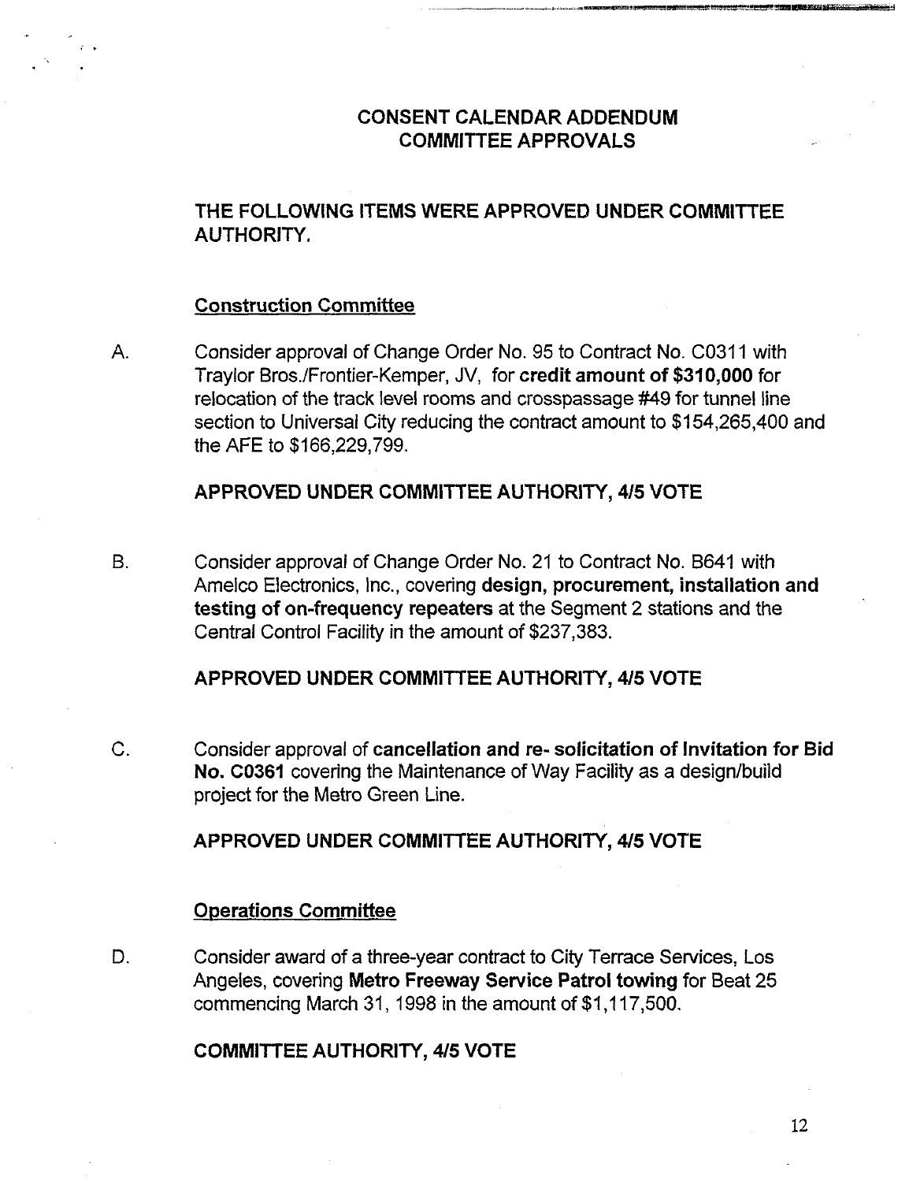# CONSENT CALENDAR ADDENDUM
# COMMITTEE APPROVALS

## THE FOLLOWING ITEMS WERE APPROVED UNDER COMMITTEE AUTHORITY.

### Construction Committee

A. Consider approval of Change Order No. 95 to Contract No. C0311 with Traylor Bros./Frontier-Kemper, JV, for **credit amount of $310,000** for relocation of the track level rooms and crosspassage #49 for tunnel line section to Universal City reducing the contract amount to $154,265,400 and the AFE to $166,229,799.

**APPROVED UNDER COMMITTEE AUTHORITY, 4/5 VOTE**

B. Consider approval of Change Order No. 21 to Contract No. B641 with Amelco Electronics, Inc., covering **design, procurement, installation and testing of on-frequency repeaters** at the Segment 2 stations and the Central Control Facility in the amount of $237,383.

**APPROVED UNDER COMMITTEE AUTHORITY, 4/5 VOTE**

C. Consider approval of **cancellation and re- solicitation of Invitation for Bid No. C0361** covering the Maintenance of Way Facility as a design/build project for the Metro Green Line.

**APPROVED UNDER COMMITTEE AUTHORITY, 4/5 VOTE**

### Operations Committee

D. Consider award of a three-year contract to City Terrace Services, Los Angeles, covering **Metro Freeway Service Patrol towing** for Beat 25 commencing March 31, 1998 in the amount of $1,117,500.

**COMMITTEE AUTHORITY, 4/5 VOTE**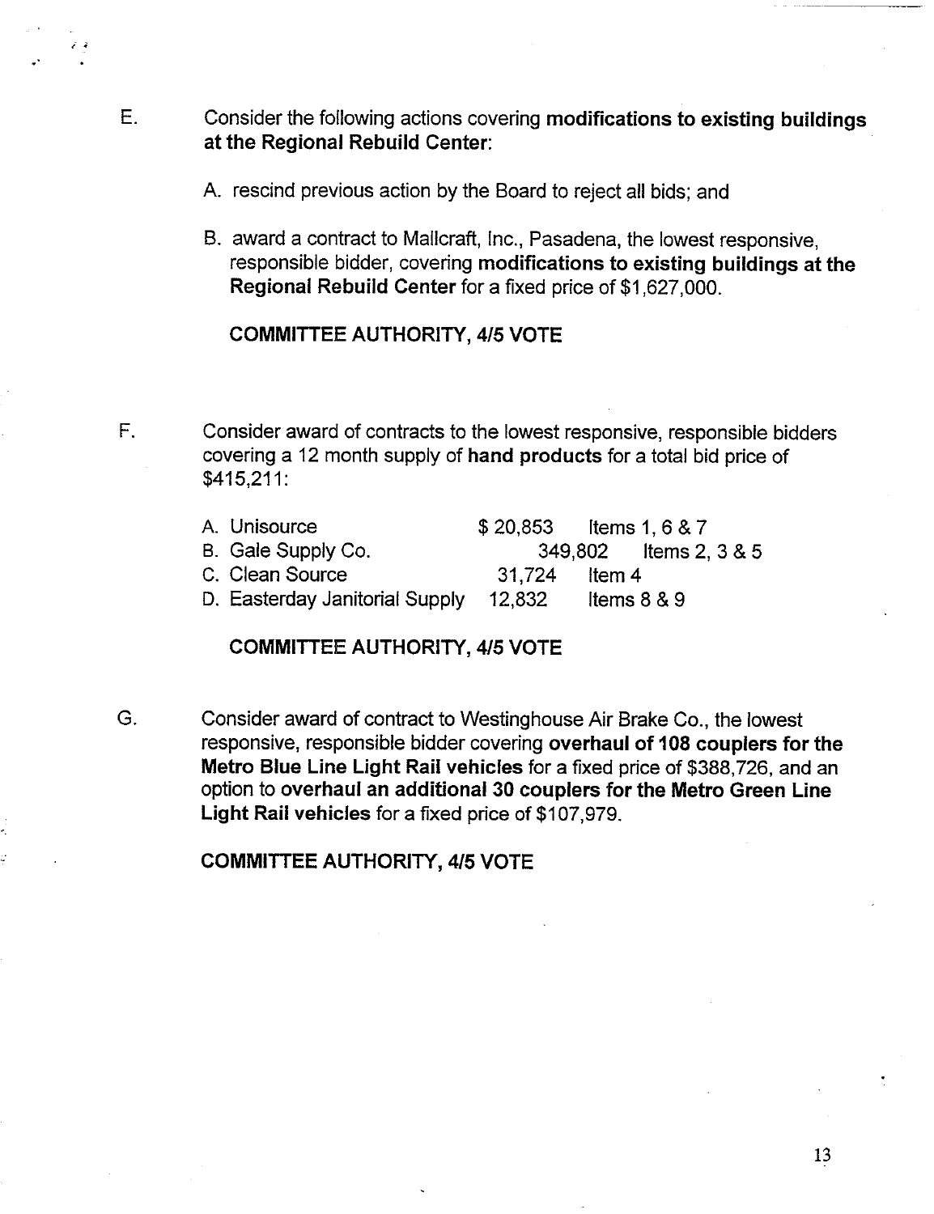E. Consider the following actions covering **modifications to existing buildings at the Regional Rebuild Center**:

   A. rescind previous action by the Board to reject all bids; and

   B. award a contract to Mallcraft, Inc., Pasadena, the lowest responsive, responsible bidder, covering **modifications to existing buildings at the Regional Rebuild Center** for a fixed price of $1,627,000.

   **COMMITTEE AUTHORITY, 4/5 VOTE**

F. Consider award of contracts to the lowest responsive, responsible bidders covering a 12 month supply of **hand products** for a total bid price of $415,211:

| | | |
|---|---|---|
| A. Unisource | $ 20,853 | Items 1, 6 & 7 |
| B. Gale Supply Co. | 349,802 | Items 2, 3 & 5 |
| C. Clean Source | 31,724 | Item 4 |
| D. Easterday Janitorial Supply | 12,832 | Items 8 & 9 |

   **COMMITTEE AUTHORITY, 4/5 VOTE**

G. Consider award of contract to Westinghouse Air Brake Co., the lowest responsive, responsible bidder covering **overhaul of 108 couplers for the Metro Blue Line Light Rail vehicles** for a fixed price of $388,726, and an option to **overhaul an additional 30 couplers for the Metro Green Line Light Rail vehicles** for a fixed price of $107,979.

   **COMMITTEE AUTHORITY, 4/5 VOTE**